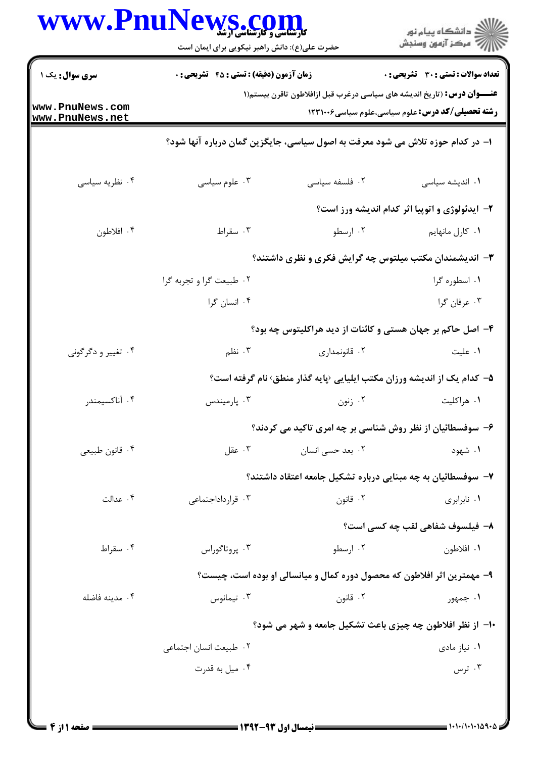**سری سوال:** یک ۱

**زمان آزمون (دقیقه) : تستی : ۴۵ تشریحی : ۰**

**تعداد سوالات : تستی : ۳۰ تشریحی : ۰**

**عنـــوان درس:** (تاریخ اندیشه های سیاسی درغرب قبل ازافلاطون تاقرن بیستم)۱

**رشته تحصیلی/کد درس:** علوم سیاسی،علوم سیاسی۱۲۳۱۰۰۶

۱- در کدام حوزه تلاش می شود معرفت به اصول سیاسی، جایگزین گمان درباره آنها شود؟

۱. اندیشه سیاسی ۲. فلسفه سیاسی ۳. علوم سیاسی ۴. نظریه سیاسی

۲- ایدئولوژی و اتوپیا اثر کدام اندیشه ورز است؟

۱. کارل مانهایم ۲. ارسطو ۳. سقراط ۴. افلاطون

۳- اندیشمندان مکتب میلتوس چه گرایش فکری و نظری داشتند؟

۱. اسطوره گرا ۲. طبیعت گرا و تجربه گرا ۳. عرفان گرا ۴. انسان گرا

۴- اصل حاکم بر جهان هستی و کائنات از دید هراکلیتوس چه بود؟

۱. علیت ۲. قانونمداری ۳. نظم ۴. تغییر و دگرگونی

۵- کدام یک از اندیشه ورزان مکتب ایلیایی ‹پایه گذار منطق› نام گرفته است؟

۱. هراکلیت ۲. زنون ۳. پارمیندس ۴. آناکسیمندر

۶- سوفسطائیان از نظر روش شناسی بر چه امری تاکید می کردند؟

۱. شهود ۲. بعد حسی انسان ۳. عقل ۴. قانون طبیعی

۷- سوفسطائیان به چه مبنایی درباره تشکیل جامعه اعتقاد داشتند؟

۱. نابرابری ۲. قانون ۳. قرارداداجتماعی ۴. عدالت

۸- فیلسوف شفاهی لقب چه کسی است؟

۱. افلاطون ۲. ارسطو ۳. پروتاگوراس ۴. سقراط

۹- مهمترین اثر افلاطون که محصول دوره کمال و میانسالی او بوده است، چیست؟

۱. جمهور ۲. قانون ۳. تیمائوس ۴. مدینه فاضله

۱۰- از نظر افلاطون چه چیزی باعث تشکیل جامعه و شهر می شود؟

۱. نیاز مادی ۲. طبیعت انسان اجتماعی ۳. ترس ۴. میل به قدرت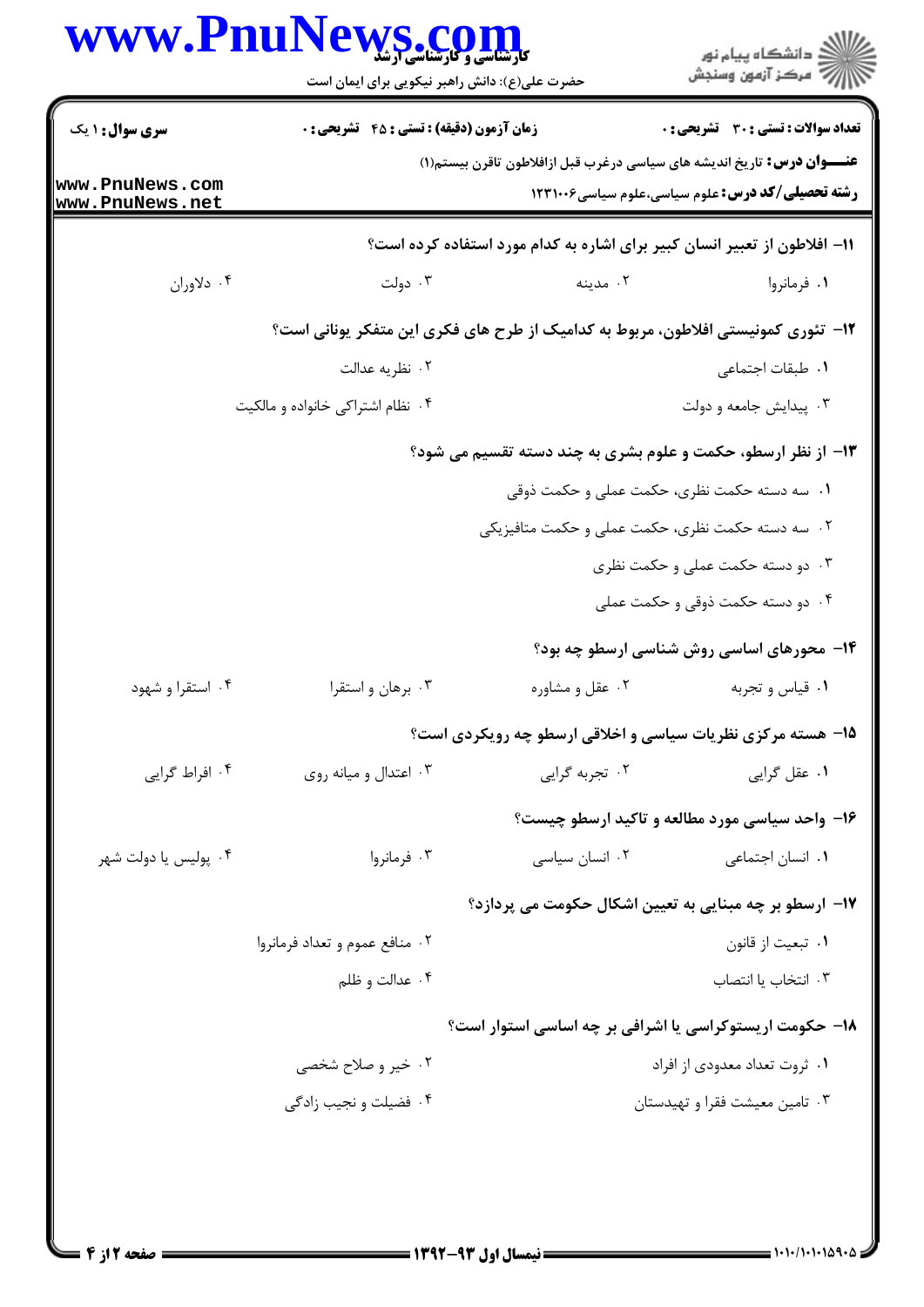۱۱- افلاطون از تعبیر انسان کبیر برای اشاره به کدام مورد استفاده کرده است؟

۱. فرمانروا
۲. مدینه
۳. دولت
۴. دلاوران

۱۲- تئوری کمونیستی افلاطون، مربوط به کدامیک از طرح های فکری این متفکر یونانی است؟

۱. طبقات اجتماعی
۲. نظریه عدالت
۳. پیدایش جامعه و دولت
۴. نظام اشتراکی خانواده و مالکیت

۱۳- از نظر ارسطو، حکمت و علوم بشری به چند دسته تقسیم می شود؟

۱. سه دسته حکمت نظری، حکمت عملی و حکمت ذوقی
۲. سه دسته حکمت نظری، حکمت عملی و حکمت متافیزیکی
۳. دو دسته حکمت عملی و حکمت نظری
۴. دو دسته حکمت ذوقی و حکمت عملی

۱۴- محورهای اساسی روش شناسی ارسطو چه بود؟

۱. قیاس و تجربه
۲. عقل و مشاوره
۳. برهان و استقرا
۴. استقرا و شهود

۱۵- هسته مرکزی نظریات سیاسی و اخلاقی ارسطو چه رویکردی است؟

۱. عقل گرایی
۲. تجربه گرایی
۳. اعتدال و میانه روی
۴. افراط گرایی

۱۶- واحد سیاسی مورد مطالعه و تاکید ارسطو چیست؟

۱. انسان اجتماعی
۲. انسان سیاسی
۳. فرمانروا
۴. پولیس یا دولت شهر

۱۷- ارسطو بر چه مبنایی به تعیین اشکال حکومت می پردازد؟

۱. تبعیت از قانون
۲. منافع عموم و تعداد فرمانروا
۳. انتخاب یا انتصاب
۴. عدالت و ظلم

۱۸- حکومت اریستوکراسی یا اشرافی بر چه اساسی استوار است؟

۱. ثروت تعداد معدودی از افراد
۲. خیر و صلاح شخصی
۳. تامین معیشت فقرا و تهیدستان
۴. فضیلت و نجیب زادگی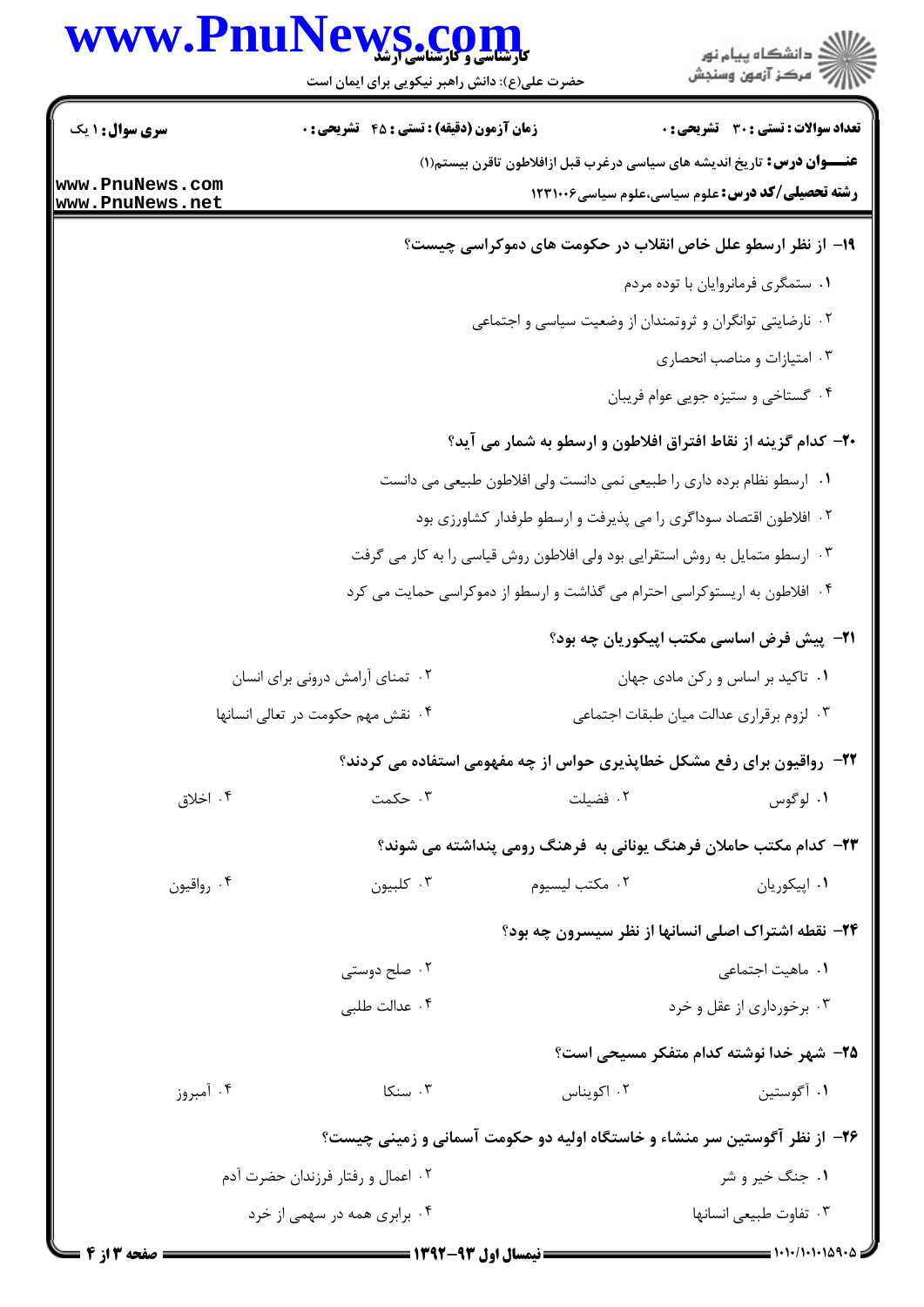**سری سوال:** ۱ یک　　**زمان آزمون (دقیقه) : تستی : ۴۵ تشریحی : ۰**　　**تعداد سوالات : تستی : ۳۰ تشریحی : ۰**

**عنـــوان درس:** تاریخ اندیشه های سیاسی درغرب قبل ازافلاطون تاقرن بیستم(۱)

**رشته تحصیلی/کد درس:** علوم سیاسی،علوم سیاسی۱۲۳۱۰۰۶

**۱۹- از نظر ارسطو علل خاص انقلاب در حکومت های دموکراسی چیست؟**

۱. ستمگری فرمانروایان با توده مردم

۲. نارضایتی توانگران و ثروتمندان از وضعیت سیاسی و اجتماعی

۳. امتیازات و مناصب انحصاری

۴. گستاخی و ستیزه جویی عوام فریبان

**۲۰- کدام گزینه از نقاط افتراق افلاطون و ارسطو به شمار می آید؟**

۱. ارسطو نظام برده داری را طبیعی نمی دانست ولی افلاطون طبیعی می دانست

۲. افلاطون اقتصاد سوداگری را می پذیرفت و ارسطو طرفدار کشاورزی بود

۳. ارسطو متمایل به روش استقرایی بود ولی افلاطون روش قیاسی را به کار می گرفت

۴. افلاطون به اریستوکراسی احترام می گذاشت و ارسطو از دموکراسی حمایت می کرد

**۲۱- پیش فرض اساسی مکتب اپیکوریان چه بود؟**

۱. تاکید بر اساس و رکن مادی جهان

۲. تمنای آرامش درونی برای انسان

۳. لزوم برقراری عدالت میان طبقات اجتماعی

۴. نقش مهم حکومت در تعالی انسانها

**۲۲- رواقیون برای رفع مشکل خطاپذیری حواس از چه مفهومی استفاده می کردند؟**

۱. لوگوس　　۲. فضیلت　　۳. حکمت　　۴. اخلاق

**۲۳- کدام مکتب حاملان فرهنگ یونانی به فرهنگ رومی پنداشته می شوند؟**

۱. اپیکوریان　　۲. مکتب لیسیوم　　۳. کلبیون　　۴. رواقیون

**۲۴- نقطه اشتراک اصلی انسانها از نظر سیسرون چه بود؟**

۱. ماهیت اجتماعی

۲. صلح دوستی

۳. برخورداری از عقل و خرد

۴. عدالت طلبی

**۲۵- شهر خدا نوشته کدام متفکر مسیحی است؟**

۱. آگوستین　　۲. اکویناس　　۳. سنکا　　۴. آمبروز

**۲۶- از نظر آگوستین سر منشاء و خاستگاه اولیه دو حکومت آسمانی و زمینی چیست؟**

۱. جنگ خیر و شر

۲. اعمال و رفتار فرزندان حضرت آدم

۳. تفاوت طبیعی انسانها

۴. برابری همه در سهمی از خرد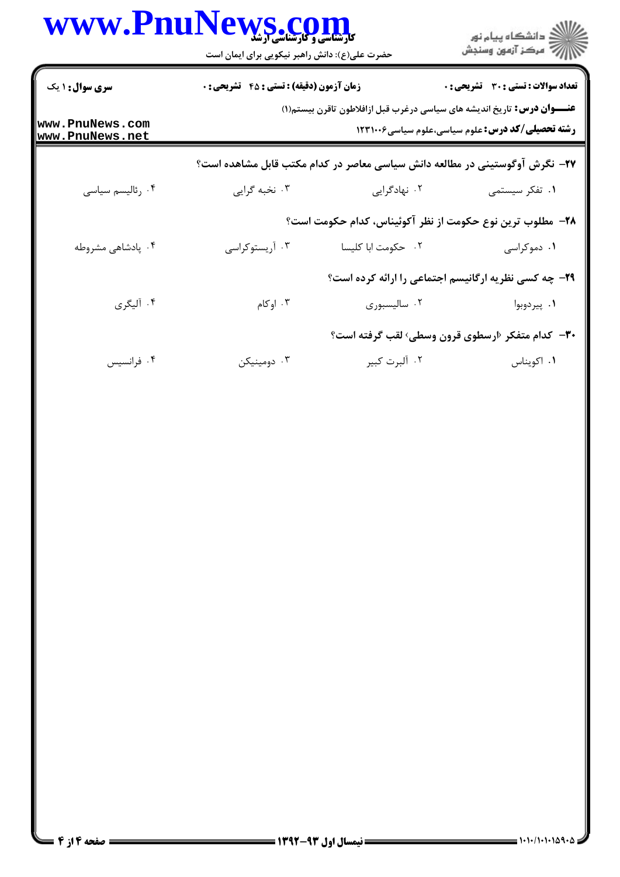**سری سوال:** ۱ یک

**زمان آزمون (دقیقه) : تستی : ۴۵ تشریحی : ۰**

**تعداد سوالات : تستی : ۳۰ تشریحی : ۰**

**عنـــوان درس:** تاریخ اندیشه های سیاسی درغرب قبل ازافلاطون تاقرن بیستم(۱)

**رشته تحصیلی/کد درس:** علوم سیاسی،علوم سیاسی۱۲۳۱۰۰۶

**۲۷- نگرش آوگوستینی در مطالعه دانش سیاسی معاصر در کدام مکتب قابل مشاهده است؟**

۱. تفکر سیستمی
۲. نهادگرایی
۳. نخبه گرایی
۴. رئالیسم سیاسی

**۲۸- مطلوب ترین نوع حکومت از نظر آکوئیناس، کدام حکومت است؟**

۱. دموکراسی
۲. حکومت ابا کلیسا
۳. آریستوکراسی
۴. پادشاهی مشروطه

**۲۹- چه کسی نظریه ارگانیسم اجتماعی را ارائه کرده است؟**

۱. پیردوبوا
۲. سالیسبوری
۳. اوکام
۴. آلیگری

**۳۰- کدام متفکر ‹ارسطوی قرون وسطی› لقب گرفته است؟**

۱. اکویناس
۲. آلبرت کبیر
۳. دومینیکن
۴. فرانسیس